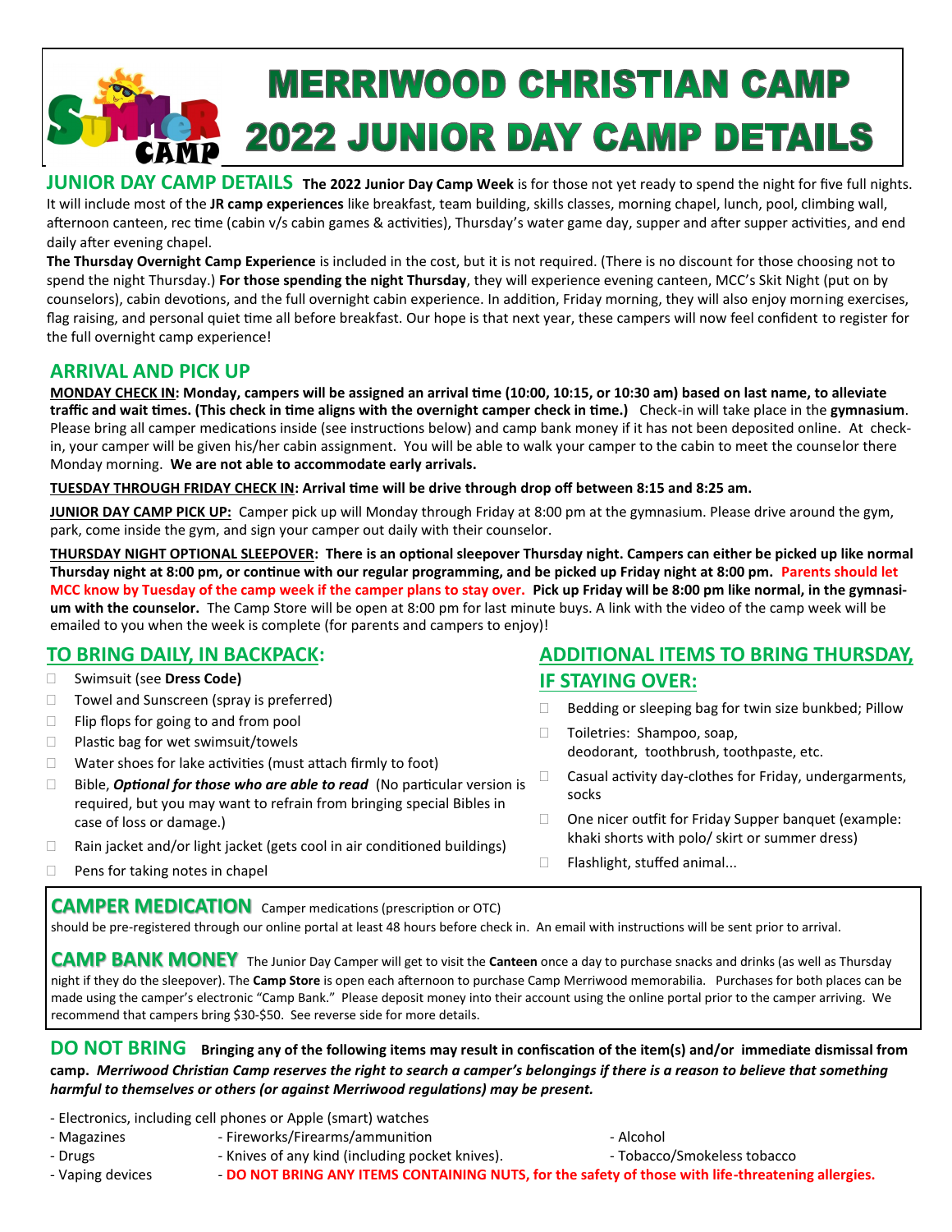# MERRIWOOD CHRISTIAN CAMP
# 2022 JUNIOR DAY CAMP DETAILS

## JUNIOR DAY CAMP DETAILS

**The 2022 Junior Day Camp Week** is for those not yet ready to spend the night for five full nights. It will include most of the **JR camp experiences** like breakfast, team building, skills classes, morning chapel, lunch, pool, climbing wall, afternoon canteen, rec time (cabin v/s cabin games & activities), Thursday's water game day, supper and after supper activities, and end daily after evening chapel.

**The Thursday Overnight Camp Experience** is included in the cost, but it is not required. (There is no discount for those choosing not to spend the night Thursday.) **For those spending the night Thursday**, they will experience evening canteen, MCC's Skit Night (put on by counselors), cabin devotions, and the full overnight cabin experience. In addition, Friday morning, they will also enjoy morning exercises, flag raising, and personal quiet time all before breakfast. Our hope is that next year, these campers will now feel confident to register for the full overnight camp experience!

## ARRIVAL AND PICK UP

**MONDAY CHECK IN: Monday, campers will be assigned an arrival time (10:00, 10:15, or 10:30 am) based on last name, to alleviate traffic and wait times. (This check in time aligns with the overnight camper check in time.)** Check-in will take place in the **gymnasium**. Please bring all camper medications inside (see instructions below) and camp bank money if it has not been deposited online. At check-in, your camper will be given his/her cabin assignment. You will be able to walk your camper to the cabin to meet the counselor there Monday morning. **We are not able to accommodate early arrivals.**

**TUESDAY THROUGH FRIDAY CHECK IN: Arrival time will be drive through drop off between 8:15 and 8:25 am.**

**JUNIOR DAY CAMP PICK UP:** Camper pick up will Monday through Friday at 8:00 pm at the gymnasium. Please drive around the gym, park, come inside the gym, and sign your camper out daily with their counselor.

**THURSDAY NIGHT OPTIONAL SLEEPOVER: There is an optional sleepover Thursday night. Campers can either be picked up like normal Thursday night at 8:00 pm, or continue with our regular programming, and be picked up Friday night at 8:00 pm. Parents should let MCC know by Tuesday of the camp week if the camper plans to stay over. Pick up Friday will be 8:00 pm like normal, in the gymnasium with the counselor.** The Camp Store will be open at 8:00 pm for last minute buys. A link with the video of the camp week will be emailed to you when the week is complete (for parents and campers to enjoy)!

## TO BRING DAILY, IN BACKPACK:

- Swimsuit (see **Dress Code**)
- Towel and Sunscreen (spray is preferred)
- Flip flops for going to and from pool
- Plastic bag for wet swimsuit/towels
- Water shoes for lake activities (must attach firmly to foot)
- Bible, ***Optional for those who are able to read*** (No particular version is required, but you may want to refrain from bringing special Bibles in case of loss or damage.)
- Rain jacket and/or light jacket (gets cool in air conditioned buildings)
- Pens for taking notes in chapel

## ADDITIONAL ITEMS TO BRING THURSDAY, IF STAYING OVER:

- Bedding or sleeping bag for twin size bunkbed; Pillow
- Toiletries: Shampoo, soap, deodorant, toothbrush, toothpaste, etc.
- Casual activity day-clothes for Friday, undergarments, socks
- One nicer outfit for Friday Supper banquet (example: khaki shorts with polo/ skirt or summer dress)
- Flashlight, stuffed animal...

## CAMPER MEDICATION

Camper medications (prescription or OTC) should be pre-registered through our online portal at least 48 hours before check in. An email with instructions will be sent prior to arrival.

## CAMP BANK MONEY

The Junior Day Camper will get to visit the **Canteen** once a day to purchase snacks and drinks (as well as Thursday night if they do the sleepover). The **Camp Store** is open each afternoon to purchase Camp Merriwood memorabilia. Purchases for both places can be made using the camper's electronic "Camp Bank." Please deposit money into their account using the online portal prior to the camper arriving. We recommend that campers bring $30-$50. See reverse side for more details.

## DO NOT BRING

**Bringing any of the following items may result in confiscation of the item(s) and/or immediate dismissal from camp. *Merriwood Christian Camp reserves the right to search a camper's belongings if there is a reason to believe that something harmful to themselves or others (or against Merriwood regulations) may be present.***

- Electronics, including cell phones or Apple (smart) watches
- Magazines
- Drugs
- Vaping devices
- Fireworks/Firearms/ammunition
- Knives of any kind (including pocket knives).
- **DO NOT BRING ANY ITEMS CONTAINING NUTS, for the safety of those with life-threatening allergies.**
- Alcohol
- Tobacco/Smokeless tobacco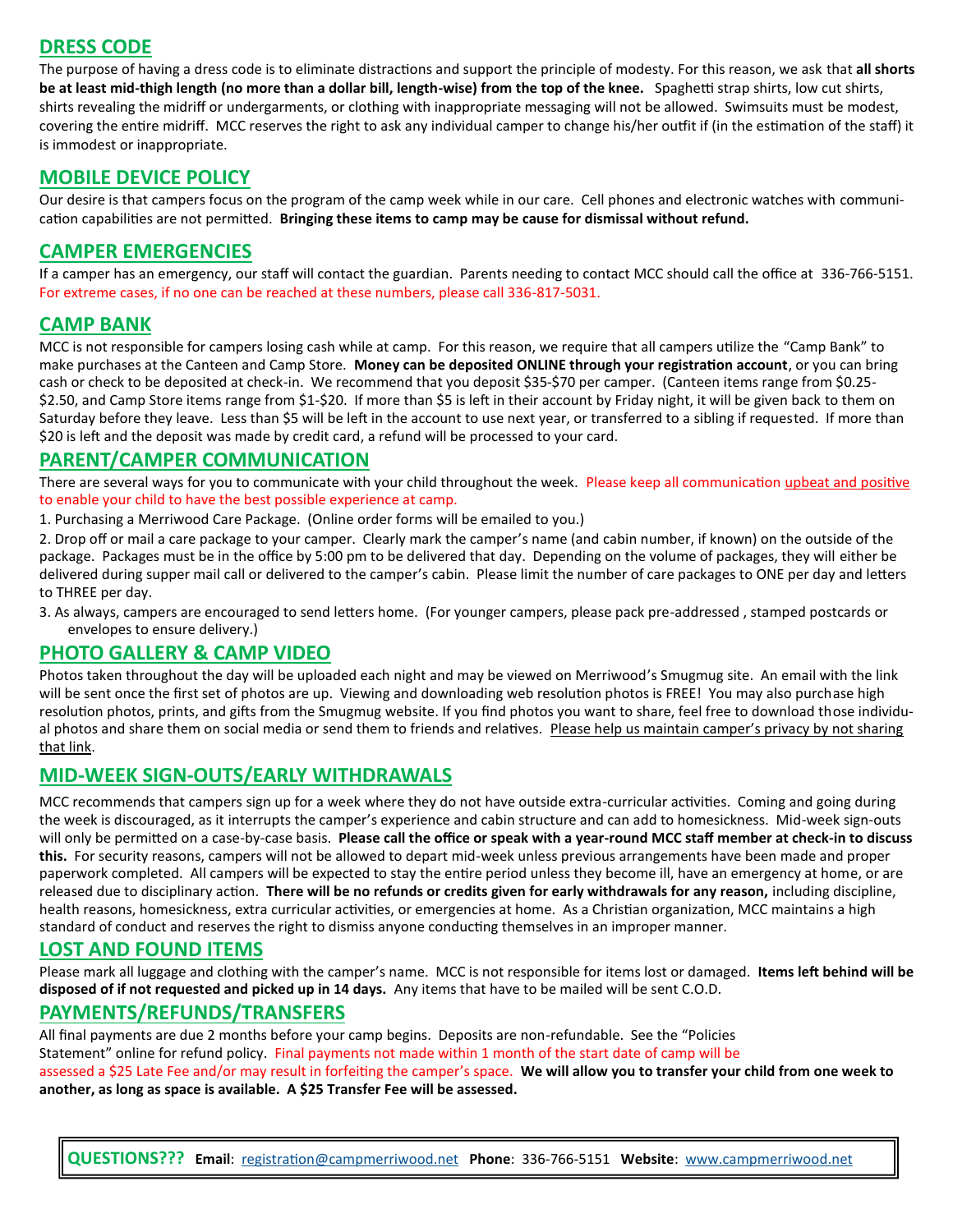## DRESS CODE

The purpose of having a dress code is to eliminate distractions and support the principle of modesty. For this reason, we ask that **all shorts be at least mid-thigh length (no more than a dollar bill, length-wise) from the top of the knee.** Spaghetti strap shirts, low cut shirts, shirts revealing the midriff or undergarments, or clothing with inappropriate messaging will not be allowed. Swimsuits must be modest, covering the entire midriff. MCC reserves the right to ask any individual camper to change his/her outfit if (in the estimation of the staff) it is immodest or inappropriate.

## MOBILE DEVICE POLICY

Our desire is that campers focus on the program of the camp week while in our care. Cell phones and electronic watches with communication capabilities are not permitted. **Bringing these items to camp may be cause for dismissal without refund.**

## CAMPER EMERGENCIES

If a camper has an emergency, our staff will contact the guardian. Parents needing to contact MCC should call the office at 336-766-5151. For extreme cases, if no one can be reached at these numbers, please call 336-817-5031.

## CAMP BANK

MCC is not responsible for campers losing cash while at camp. For this reason, we require that all campers utilize the "Camp Bank" to make purchases at the Canteen and Camp Store. **Money can be deposited ONLINE through your registration account**, or you can bring cash or check to be deposited at check-in. We recommend that you deposit $35-$70 per camper. (Canteen items range from $0.25-$2.50, and Camp Store items range from $1-$20. If more than $5 is left in their account by Friday night, it will be given back to them on Saturday before they leave. Less than $5 will be left in the account to use next year, or transferred to a sibling if requested. If more than $20 is left and the deposit was made by credit card, a refund will be processed to your card.

## PARENT/CAMPER COMMUNICATION

There are several ways for you to communicate with your child throughout the week. Please keep all communication upbeat and positive to enable your child to have the best possible experience at camp.

1. Purchasing a Merriwood Care Package. (Online order forms will be emailed to you.)
2. Drop off or mail a care package to your camper. Clearly mark the camper's name (and cabin number, if known) on the outside of the package. Packages must be in the office by 5:00 pm to be delivered that day. Depending on the volume of packages, they will either be delivered during supper mail call or delivered to the camper's cabin. Please limit the number of care packages to ONE per day and letters to THREE per day.
3. As always, campers are encouraged to send letters home. (For younger campers, please pack pre-addressed , stamped postcards or envelopes to ensure delivery.)

## PHOTO GALLERY & CAMP VIDEO

Photos taken throughout the day will be uploaded each night and may be viewed on Merriwood's Smugmug site. An email with the link will be sent once the first set of photos are up. Viewing and downloading web resolution photos is FREE! You may also purchase high resolution photos, prints, and gifts from the Smugmug website. If you find photos you want to share, feel free to download those individual photos and share them on social media or send them to friends and relatives. Please help us maintain camper's privacy by not sharing that link.

## MID-WEEK SIGN-OUTS/EARLY WITHDRAWALS

MCC recommends that campers sign up for a week where they do not have outside extra-curricular activities. Coming and going during the week is discouraged, as it interrupts the camper's experience and cabin structure and can add to homesickness. Mid-week sign-outs will only be permitted on a case-by-case basis. **Please call the office or speak with a year-round MCC staff member at check-in to discuss this.** For security reasons, campers will not be allowed to depart mid-week unless previous arrangements have been made and proper paperwork completed. All campers will be expected to stay the entire period unless they become ill, have an emergency at home, or are released due to disciplinary action. **There will be no refunds or credits given for early withdrawals for any reason,** including discipline, health reasons, homesickness, extra curricular activities, or emergencies at home. As a Christian organization, MCC maintains a high standard of conduct and reserves the right to dismiss anyone conducting themselves in an improper manner.

## LOST AND FOUND ITEMS

Please mark all luggage and clothing with the camper's name. MCC is not responsible for items lost or damaged. **Items left behind will be disposed of if not requested and picked up in 14 days.** Any items that have to be mailed will be sent C.O.D.

## PAYMENTS/REFUNDS/TRANSFERS

All final payments are due 2 months before your camp begins. Deposits are non-refundable. See the "Policies Statement" online for refund policy. Final payments not made within 1 month of the start date of camp will be assessed a $25 Late Fee and/or may result in forfeiting the camper's space. **We will allow you to transfer your child from one week to another, as long as space is available. A $25 Transfer Fee will be assessed.**

**QUESTIONS???** **Email**: registration@campmerriwood.net **Phone**: 336-766-5151 **Website**: www.campmerriwood.net